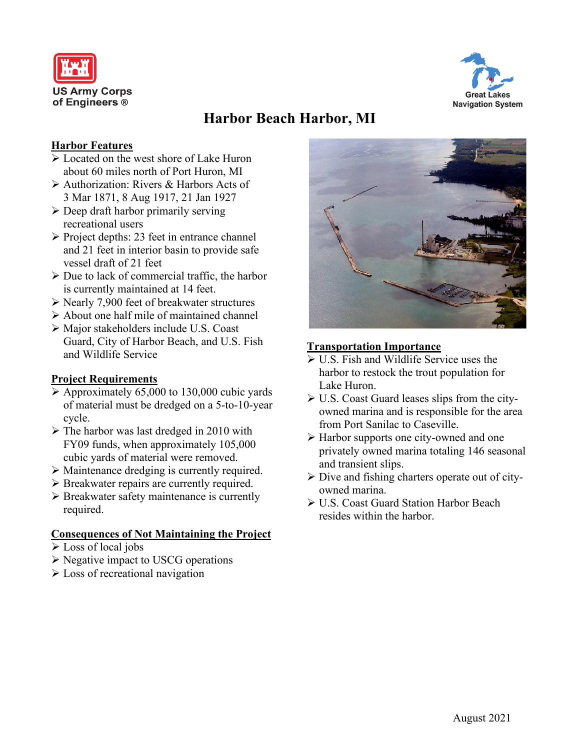US Army Corps of Engineers ®

Great Lakes Navigation System

# Harbor Beach Harbor, MI

## Harbor Features

- Located on the west shore of Lake Huron about 60 miles north of Port Huron, MI
- Authorization: Rivers & Harbors Acts of 3 Mar 1871, 8 Aug 1917, 21 Jan 1927
- Deep draft harbor primarily serving recreational users
- Project depths: 23 feet in entrance channel and 21 feet in interior basin to provide safe vessel draft of 21 feet
- Due to lack of commercial traffic, the harbor is currently maintained at 14 feet.
- Nearly 7,900 feet of breakwater structures
- About one half mile of maintained channel
- Major stakeholders include U.S. Coast Guard, City of Harbor Beach, and U.S. Fish and Wildlife Service

## Project Requirements

- Approximately 65,000 to 130,000 cubic yards of material must be dredged on a 5-to-10-year cycle.
- The harbor was last dredged in 2010 with FY09 funds, when approximately 105,000 cubic yards of material were removed.
- Maintenance dredging is currently required.
- Breakwater repairs are currently required.
- Breakwater safety maintenance is currently required.

## Consequences of Not Maintaining the Project

- Loss of local jobs
- Negative impact to USCG operations
- Loss of recreational navigation

## Transportation Importance

- U.S. Fish and Wildlife Service uses the harbor to restock the trout population for Lake Huron.
- U.S. Coast Guard leases slips from the city-owned marina and is responsible for the area from Port Sanilac to Caseville.
- Harbor supports one city-owned and one privately owned marina totaling 146 seasonal and transient slips.
- Dive and fishing charters operate out of city-owned marina.
- U.S. Coast Guard Station Harbor Beach resides within the harbor.

August 2021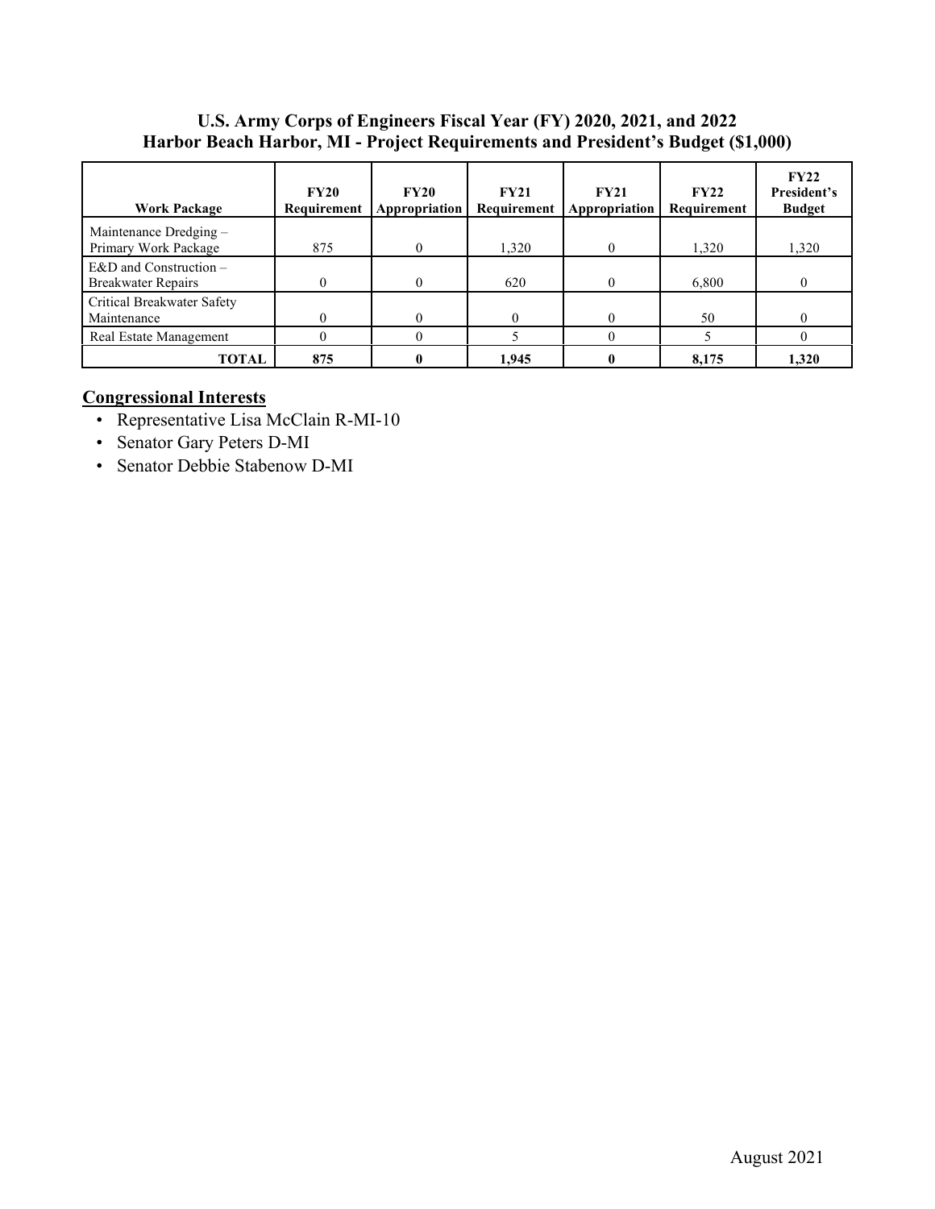**U.S. Army Corps of Engineers Fiscal Year (FY) 2020, 2021, and 2022**
**Harbor Beach Harbor, MI - Project Requirements and President's Budget ($1,000)**

| Work Package | FY20 Requirement | FY20 Appropriation | FY21 Requirement | FY21 Appropriation | FY22 Requirement | FY22 President's Budget |
|---|---|---|---|---|---|---|
| Maintenance Dredging – Primary Work Package | 875 | 0 | 1,320 | 0 | 1,320 | 1,320 |
| E&D and Construction – Breakwater Repairs | 0 | 0 | 620 | 0 | 6,800 | 0 |
| Critical Breakwater Safety Maintenance | 0 | 0 | 0 | 0 | 50 | 0 |
| Real Estate Management | 0 | 0 | 5 | 0 | 5 | 0 |
| **TOTAL** | **875** | **0** | **1,945** | **0** | **8,175** | **1,320** |

## Congressional Interests

- Representative Lisa McClain R-MI-10
- Senator Gary Peters D-MI
- Senator Debbie Stabenow D-MI

August 2021